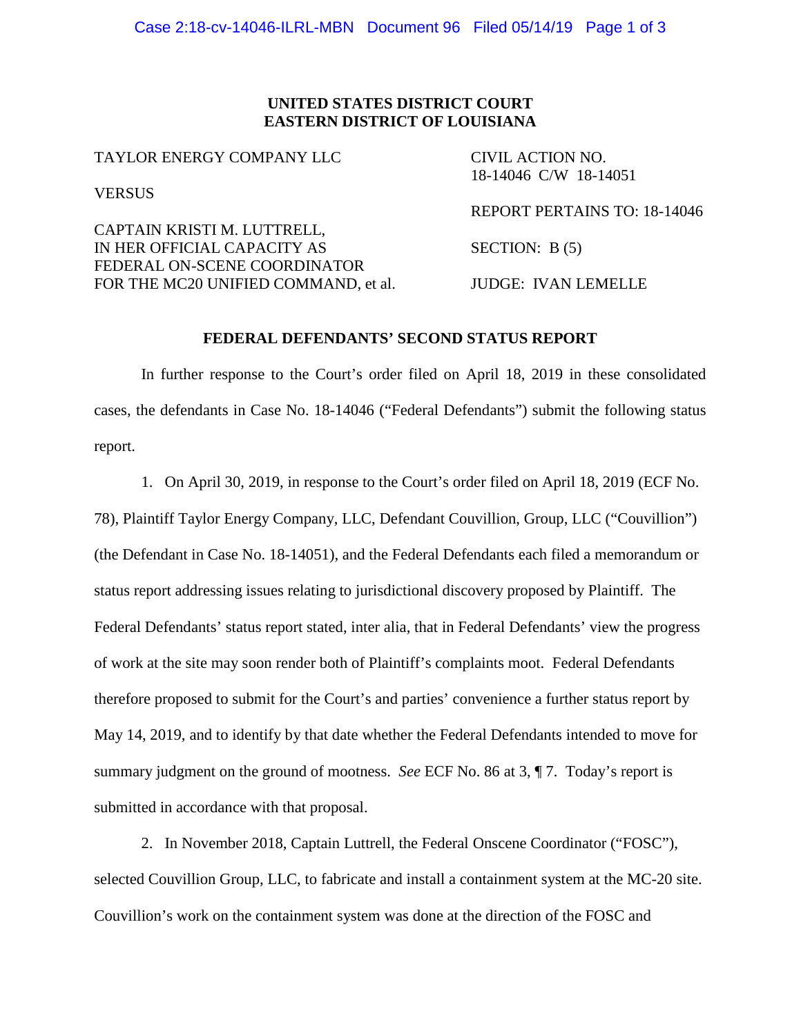**UNITED STATES DISTRICT COURT**
**EASTERN DISTRICT OF LOUISIANA**

| | |
|---|---|
| TAYLOR ENERGY COMPANY LLC | CIVIL ACTION NO. 18-14046 C/W 18-14051 |
| VERSUS | REPORT PERTAINS TO: 18-14046 |
| CAPTAIN KRISTI M. LUTTRELL, IN HER OFFICIAL CAPACITY AS FEDERAL ON-SCENE COORDINATOR FOR THE MC20 UNIFIED COMMAND, et al. | SECTION: B (5) |
| | JUDGE: IVAN LEMELLE |

**FEDERAL DEFENDANTS' SECOND STATUS REPORT**

In further response to the Court's order filed on April 18, 2019 in these consolidated cases, the defendants in Case No. 18-14046 ("Federal Defendants") submit the following status report.

1. On April 30, 2019, in response to the Court's order filed on April 18, 2019 (ECF No. 78), Plaintiff Taylor Energy Company, LLC, Defendant Couvillion, Group, LLC ("Couvillion") (the Defendant in Case No. 18-14051), and the Federal Defendants each filed a memorandum or status report addressing issues relating to jurisdictional discovery proposed by Plaintiff. The Federal Defendants' status report stated, inter alia, that in Federal Defendants' view the progress of work at the site may soon render both of Plaintiff's complaints moot. Federal Defendants therefore proposed to submit for the Court's and parties' convenience a further status report by May 14, 2019, and to identify by that date whether the Federal Defendants intended to move for summary judgment on the ground of mootness. *See* ECF No. 86 at 3, ¶ 7. Today's report is submitted in accordance with that proposal.

2. In November 2018, Captain Luttrell, the Federal Onscene Coordinator ("FOSC"), selected Couvillion Group, LLC, to fabricate and install a containment system at the MC-20 site. Couvillion's work on the containment system was done at the direction of the FOSC and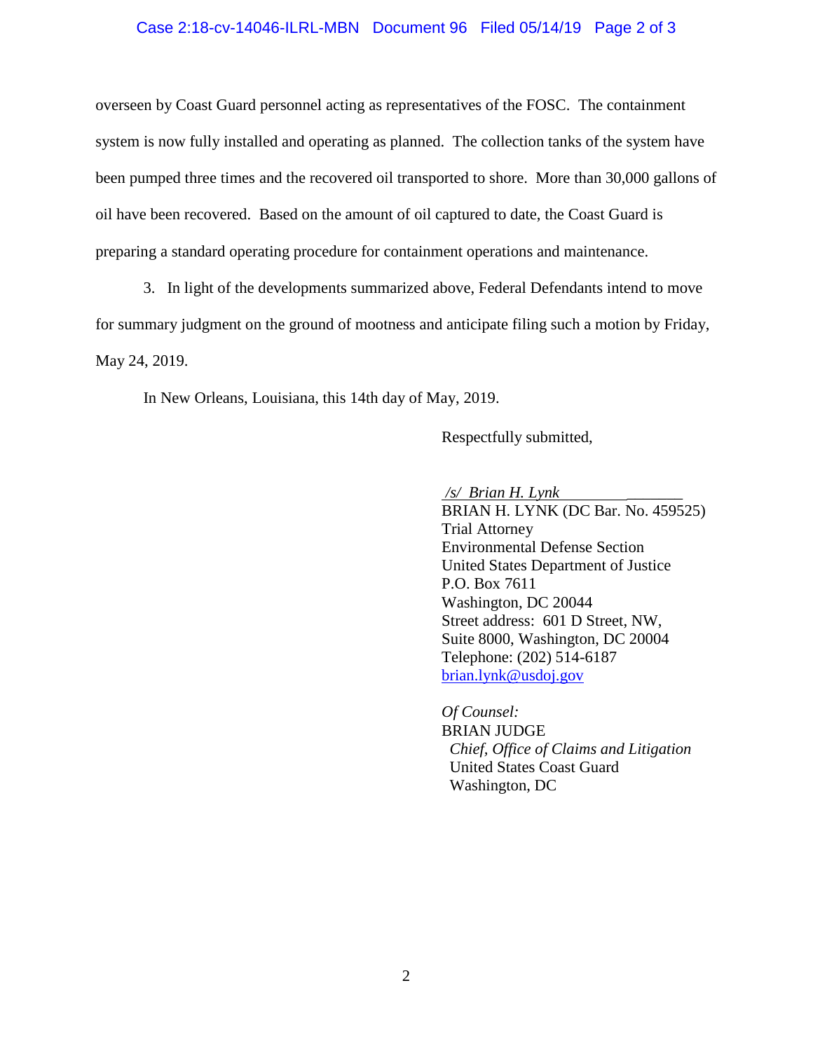overseen by Coast Guard personnel acting as representatives of the FOSC. The containment system is now fully installed and operating as planned. The collection tanks of the system have been pumped three times and the recovered oil transported to shore. More than 30,000 gallons of oil have been recovered. Based on the amount of oil captured to date, the Coast Guard is preparing a standard operating procedure for containment operations and maintenance.

3. In light of the developments summarized above, Federal Defendants intend to move for summary judgment on the ground of mootness and anticipate filing such a motion by Friday, May 24, 2019.

In New Orleans, Louisiana, this 14th day of May, 2019.

Respectfully submitted,

*/s/ Brian H. Lynk*
BRIAN H. LYNK (DC Bar. No. 459525)
Trial Attorney
Environmental Defense Section
United States Department of Justice
P.O. Box 7611
Washington, DC 20044
Street address: 601 D Street, NW,
Suite 8000, Washington, DC 20004
Telephone: (202) 514-6187
brian.lynk@usdoj.gov

*Of Counsel:*
BRIAN JUDGE
*Chief, Office of Claims and Litigation*
United States Coast Guard
Washington, DC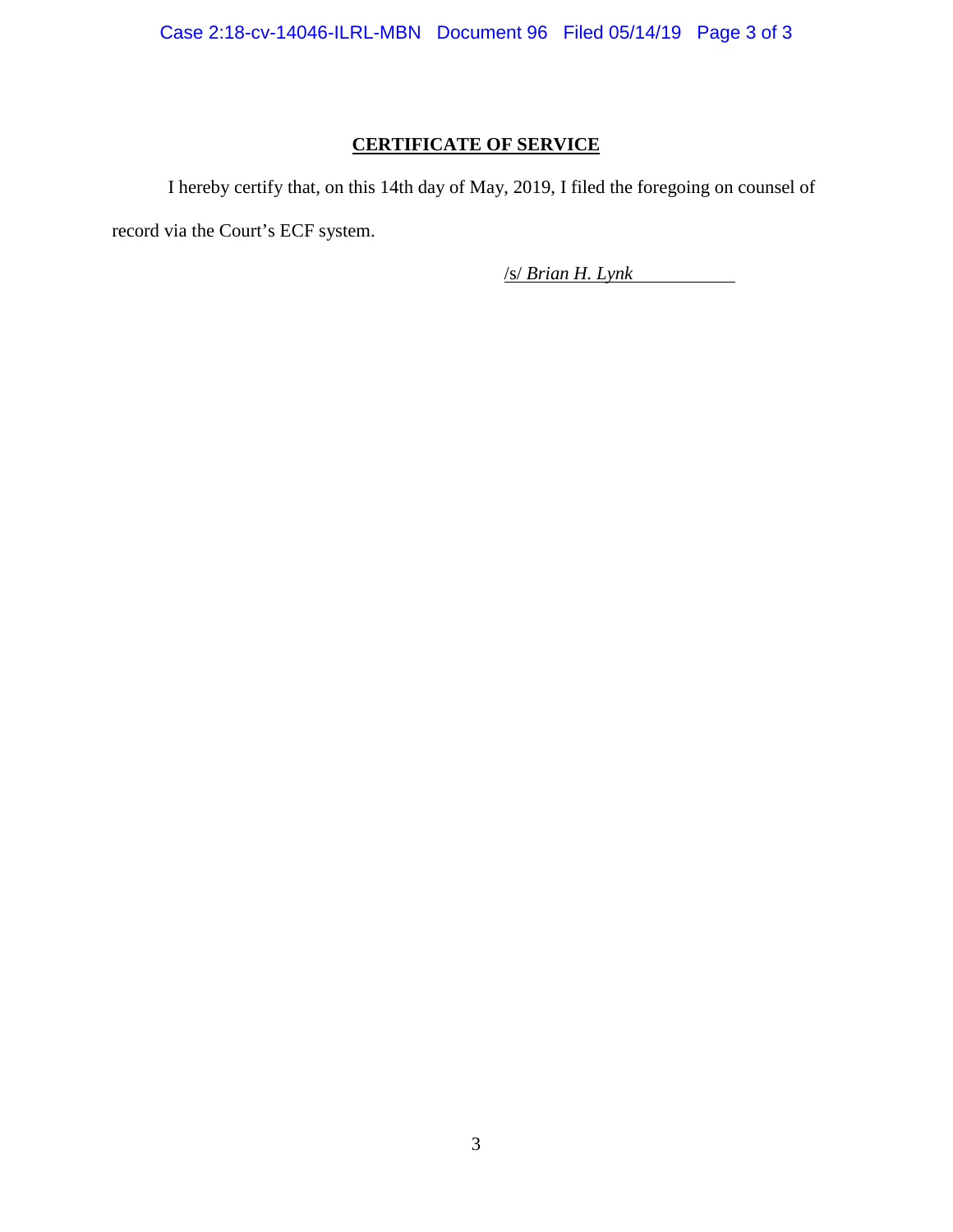## CERTIFICATE OF SERVICE

I hereby certify that, on this 14th day of May, 2019, I filed the foregoing on counsel of record via the Court's ECF system.

/s/ *Brian H. Lynk*